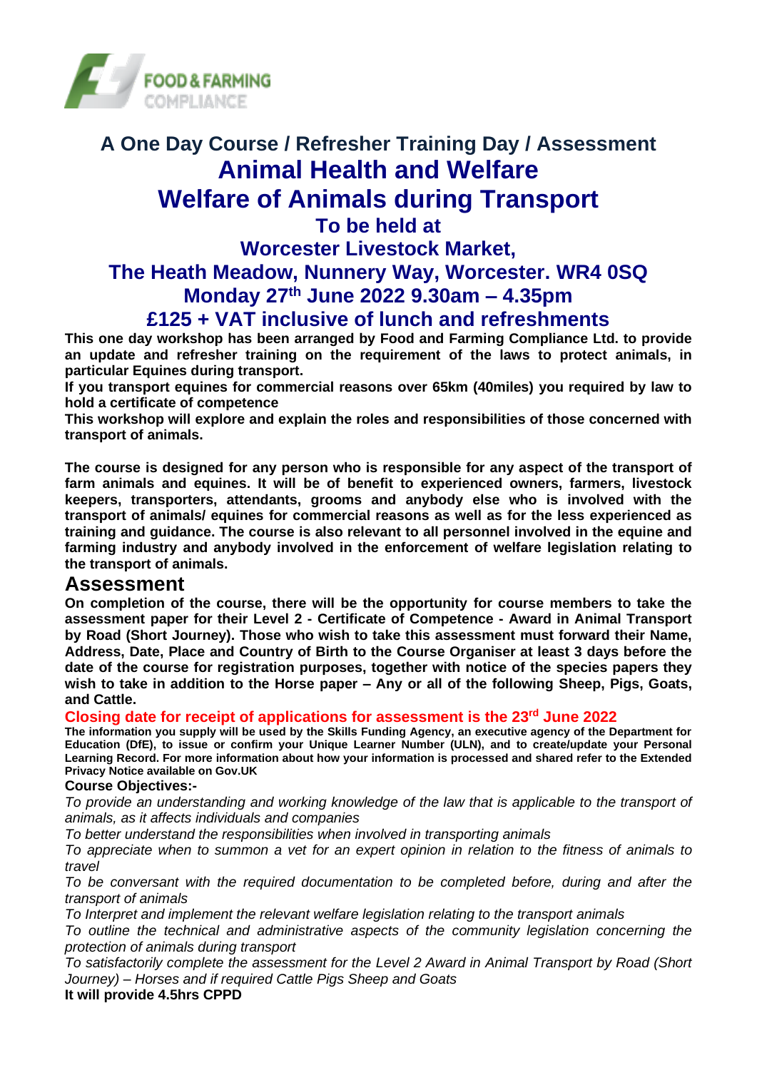# A One Day Course / Refresher Training Day / Assessment

# Animal Health and Welfare

# Welfare of Animals during Transport

## To be held at

## Worcester Livestock Market,

## The Heath Meadow, Nunnery Way, Worcester. WR4 0SQ

## Monday 27th June 2022 9.30am – 4.35pm

## £125 + VAT inclusive of lunch and refreshments

**This one day workshop has been arranged by Food and Farming Compliance Ltd. to provide an update and refresher training on the requirement of the laws to protect animals, in particular Equines during transport.**

**If you transport equines for commercial reasons over 65km (40miles) you required by law to hold a certificate of competence**

**This workshop will explore and explain the roles and responsibilities of those concerned with transport of animals.**

**The course is designed for any person who is responsible for any aspect of the transport of farm animals and equines. It will be of benefit to experienced owners, farmers, livestock keepers, transporters, attendants, grooms and anybody else who is involved with the transport of animals/ equines for commercial reasons as well as for the less experienced as training and guidance. The course is also relevant to all personnel involved in the equine and farming industry and anybody involved in the enforcement of welfare legislation relating to the transport of animals.**

## Assessment

**On completion of the course, there will be the opportunity for course members to take the assessment paper for their Level 2 - Certificate of Competence - Award in Animal Transport by Road (Short Journey). Those who wish to take this assessment must forward their Name, Address, Date, Place and Country of Birth to the Course Organiser at least 3 days before the date of the course for registration purposes, together with notice of the species papers they wish to take in addition to the Horse paper – Any or all of the following Sheep, Pigs, Goats, and Cattle.**

**Closing date for receipt of applications for assessment is the 23rd June 2022**

**The information you supply will be used by the Skills Funding Agency, an executive agency of the Department for Education (DfE), to issue or confirm your Unique Learner Number (ULN), and to create/update your Personal Learning Record. For more information about how your information is processed and shared refer to the Extended Privacy Notice available on Gov.UK**

**Course Objectives:-**

*To provide an understanding and working knowledge of the law that is applicable to the transport of animals, as it affects individuals and companies*

*To better understand the responsibilities when involved in transporting animals*

*To appreciate when to summon a vet for an expert opinion in relation to the fitness of animals to travel*

*To be conversant with the required documentation to be completed before, during and after the transport of animals*

*To Interpret and implement the relevant welfare legislation relating to the transport animals*

*To outline the technical and administrative aspects of the community legislation concerning the protection of animals during transport*

*To satisfactorily complete the assessment for the Level 2 Award in Animal Transport by Road (Short Journey) – Horses and if required Cattle Pigs Sheep and Goats*

**It will provide 4.5hrs CPPD**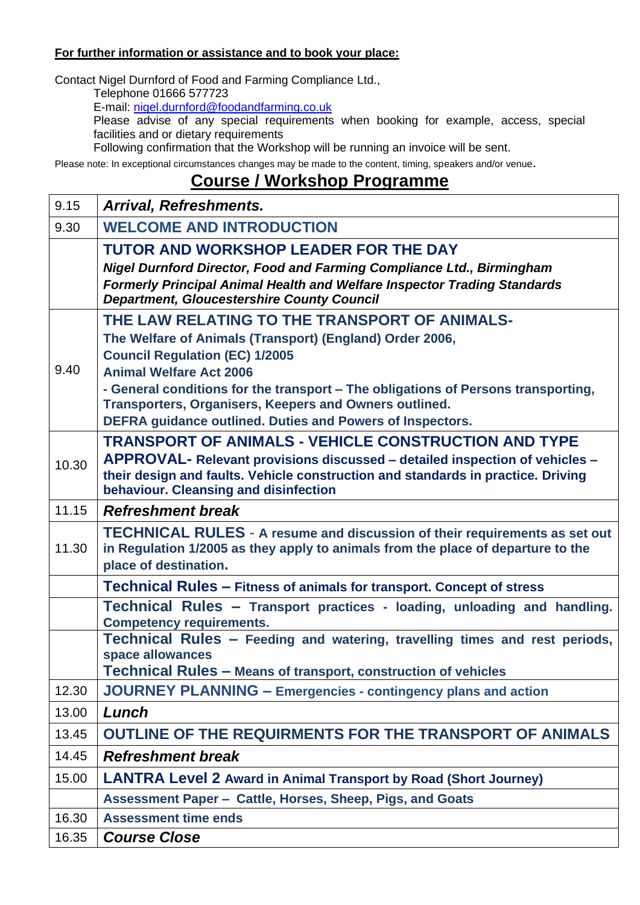**For further information or assistance and to book your place:**

Contact Nigel Durnford of Food and Farming Compliance Ltd.,

Telephone 01666 577723

E-mail: nigel.durnford@foodandfarming.co.uk

Please advise of any special requirements when booking for example, access, special facilities and or dietary requirements

Following confirmation that the Workshop will be running an invoice will be sent.

Please note: In exceptional circumstances changes may be made to the content, timing, speakers and/or venue.

## Course / Workshop Programme

| | |
|---|---|
| 9.15 | ***Arrival, Refreshments.*** |
| 9.30 | **WELCOME AND INTRODUCTION** |
| | **TUTOR AND WORKSHOP LEADER FOR THE DAY**<br>***Nigel Durnford Director, Food and Farming Compliance Ltd., Birmingham***<br>***Formerly Principal Animal Health and Welfare Inspector Trading Standards Department, Gloucestershire County Council*** |
| 9.40 | **THE LAW RELATING TO THE TRANSPORT OF ANIMALS-**<br>**The Welfare of Animals (Transport) (England) Order 2006,**<br>**Council Regulation (EC) 1/2005**<br>**Animal Welfare Act 2006**<br>**- General conditions for the transport – The obligations of Persons transporting, Transporters, Organisers, Keepers and Owners outlined.**<br>**DEFRA guidance outlined. Duties and Powers of Inspectors.** |
| 10.30 | **TRANSPORT OF ANIMALS - VEHICLE CONSTRUCTION AND TYPE APPROVAL- Relevant provisions discussed – detailed inspection of vehicles – their design and faults. Vehicle construction and standards in practice. Driving behaviour. Cleansing and disinfection** |
| 11.15 | ***Refreshment break*** |
| 11.30 | **TECHNICAL RULES - A resume and discussion of their requirements as set out in Regulation 1/2005 as they apply to animals from the place of departure to the place of destination.** |
| | **Technical Rules – Fitness of animals for transport. Concept of stress** |
| | **Technical Rules – Transport practices - loading, unloading and handling. Competency requirements.** |
| | **Technical Rules – Feeding and watering, travelling times and rest periods, space allowances**<br>**Technical Rules – Means of transport, construction of vehicles** |
| 12.30 | **JOURNEY PLANNING – Emergencies - contingency plans and action** |
| 13.00 | ***Lunch*** |
| 13.45 | **OUTLINE OF THE REQUIRMENTS FOR THE TRANSPORT OF ANIMALS** |
| 14.45 | ***Refreshment break*** |
| 15.00 | **LANTRA Level 2 Award in Animal Transport by Road (Short Journey)** |
| | **Assessment Paper – Cattle, Horses, Sheep, Pigs, and Goats** |
| 16.30 | **Assessment time ends** |
| 16.35 | ***Course Close*** |